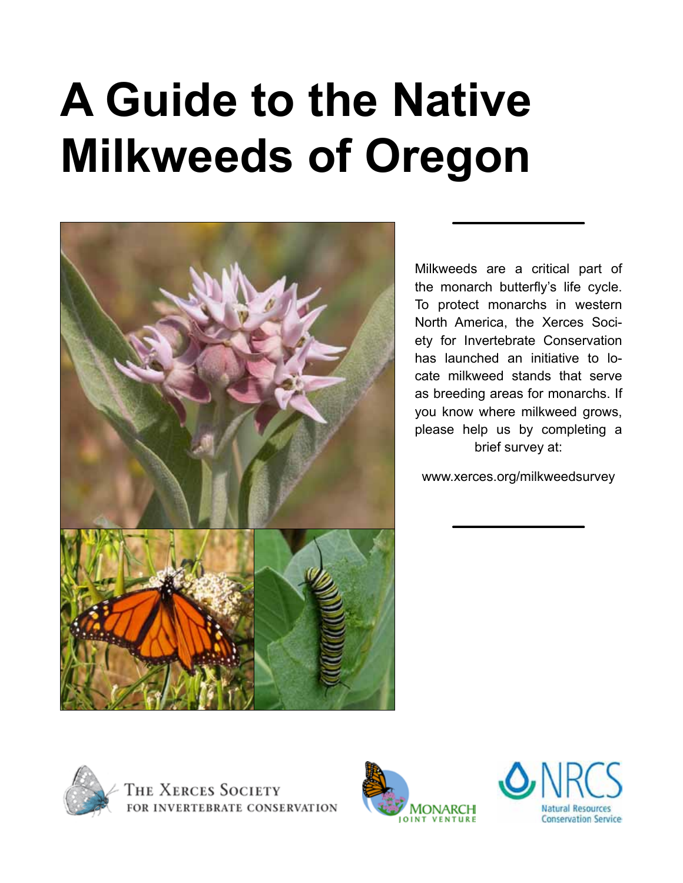# A Guide to the Native Milkweeds of Oregon

Milkweeds are a critical part of the monarch butterfly's life cycle. To protect monarchs in western North America, the Xerces Society for Invertebrate Conservation has launched an initiative to locate milkweed stands that serve as breeding areas for monarchs. If you know where milkweed grows, please help us by completing a brief survey at:

www.xerces.org/milkweedsurvey

The Xerces Society for Invertebrate Conservation

Monarch Joint Venture

NRCS Natural Resources Conservation Service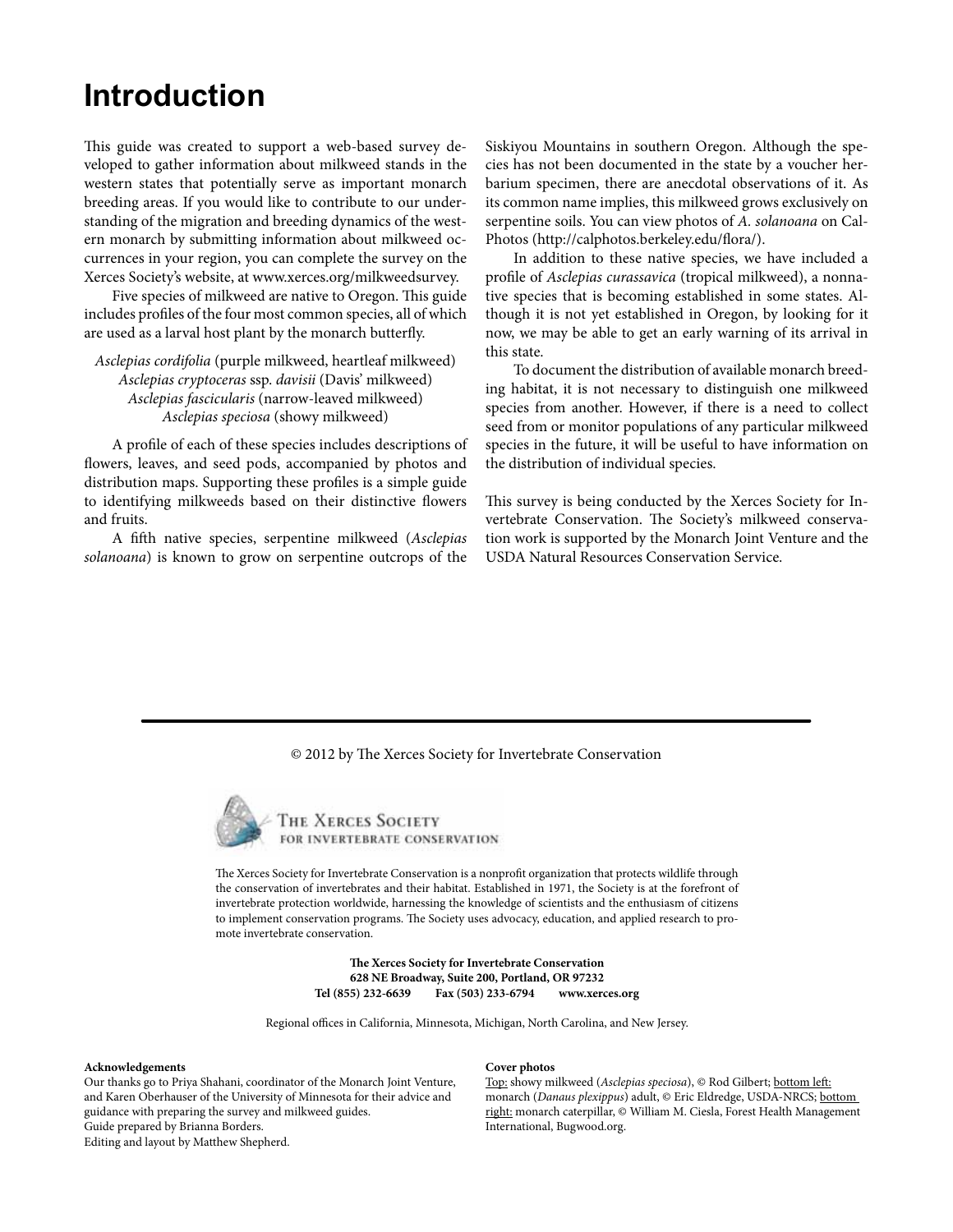# Introduction

This guide was created to support a web-based survey developed to gather information about milkweed stands in the western states that potentially serve as important monarch breeding areas. If you would like to contribute to our understanding of the migration and breeding dynamics of the western monarch by submitting information about milkweed occurrences in your region, you can complete the survey on the Xerces Society's website, at www.xerces.org/milkweedsurvey.

Five species of milkweed are native to Oregon. This guide includes profiles of the four most common species, all of which are used as a larval host plant by the monarch butterfly.

*Asclepias cordifolia* (purple milkweed, heartleaf milkweed)
*Asclepias cryptoceras* ssp. *davisii* (Davis' milkweed)
*Asclepias fascicularis* (narrow-leaved milkweed)
*Asclepias speciosa* (showy milkweed)

A profile of each of these species includes descriptions of flowers, leaves, and seed pods, accompanied by photos and distribution maps. Supporting these profiles is a simple guide to identifying milkweeds based on their distinctive flowers and fruits.

A fifth native species, serpentine milkweed (*Asclepias solanoana*) is known to grow on serpentine outcrops of the Siskiyou Mountains in southern Oregon. Although the species has not been documented in the state by a voucher herbarium specimen, there are anecdotal observations of it. As its common name implies, this milkweed grows exclusively on serpentine soils. You can view photos of *A. solanoana* on CalPhotos (http://calphotos.berkeley.edu/flora/).

In addition to these native species, we have included a profile of *Asclepias curassavica* (tropical milkweed), a nonnative species that is becoming established in some states. Although it is not yet established in Oregon, by looking for it now, we may be able to get an early warning of its arrival in this state.

To document the distribution of available monarch breeding habitat, it is not necessary to distinguish one milkweed species from another. However, if there is a need to collect seed from or monitor populations of any particular milkweed species in the future, it will be useful to have information on the distribution of individual species.

This survey is being conducted by the Xerces Society for Invertebrate Conservation. The Society's milkweed conservation work is supported by the Monarch Joint Venture and the USDA Natural Resources Conservation Service.

---

© 2012 by The Xerces Society for Invertebrate Conservation

The Xerces Society for Invertebrate Conservation

The Xerces Society for Invertebrate Conservation is a nonprofit organization that protects wildlife through the conservation of invertebrates and their habitat. Established in 1971, the Society is at the forefront of invertebrate protection worldwide, harnessing the knowledge of scientists and the enthusiasm of citizens to implement conservation programs. The Society uses advocacy, education, and applied research to promote invertebrate conservation.

**The Xerces Society for Invertebrate Conservation**
**628 NE Broadway, Suite 200, Portland, OR 97232**
**Tel (855) 232-6639 Fax (503) 233-6794 www.xerces.org**

Regional offices in California, Minnesota, Michigan, North Carolina, and New Jersey.

**Acknowledgements**
Our thanks go to Priya Shahani, coordinator of the Monarch Joint Venture, and Karen Oberhauser of the University of Minnesota for their advice and guidance with preparing the survey and milkweed guides.
Guide prepared by Brianna Borders.
Editing and layout by Matthew Shepherd.

**Cover photos**
Top: showy milkweed (*Asclepias speciosa*), © Rod Gilbert; bottom left: monarch (*Danaus plexippus*) adult, © Eric Eldredge, USDA-NRCS; bottom right: monarch caterpillar, © William M. Ciesla, Forest Health Management International, Bugwood.org.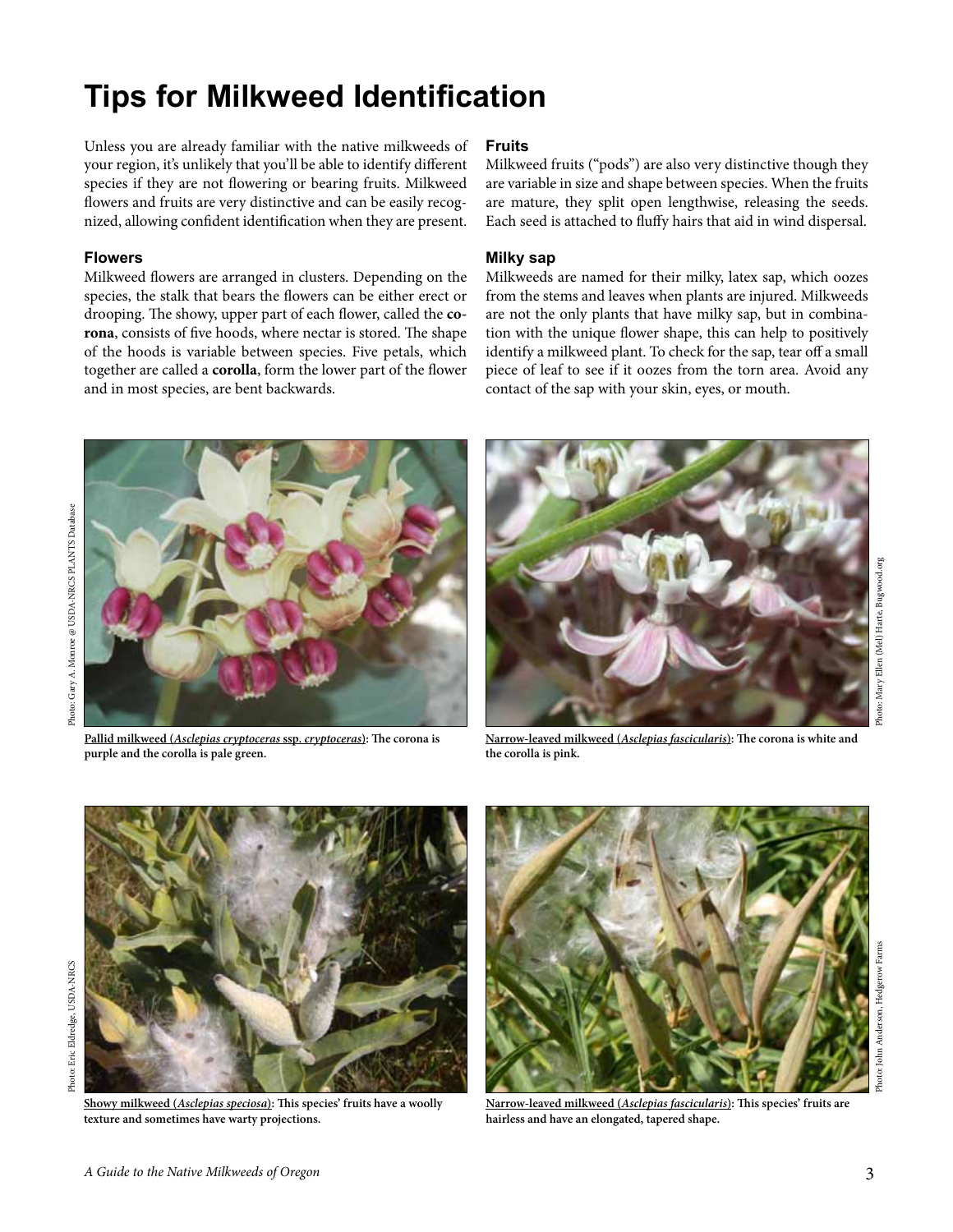# Tips for Milkweed Identification

Unless you are already familiar with the native milkweeds of your region, it's unlikely that you'll be able to identify different species if they are not flowering or bearing fruits. Milkweed flowers and fruits are very distinctive and can be easily recognized, allowing confident identification when they are present.

### Flowers

Milkweed flowers are arranged in clusters. Depending on the species, the stalk that bears the flowers can be either erect or drooping. The showy, upper part of each flower, called the **corona**, consists of five hoods, where nectar is stored. The shape of the hoods is variable between species. Five petals, which together are called a **corolla**, form the lower part of the flower and in most species, are bent backwards.

### Fruits

Milkweed fruits ("pods") are also very distinctive though they are variable in size and shape between species. When the fruits are mature, they split open lengthwise, releasing the seeds. Each seed is attached to fluffy hairs that aid in wind dispersal.

### Milky sap

Milkweeds are named for their milky, latex sap, which oozes from the stems and leaves when plants are injured. Milkweeds are not the only plants that have milky sap, but in combination with the unique flower shape, this can help to positively identify a milkweed plant. To check for the sap, tear off a small piece of leaf to see if it oozes from the torn area. Avoid any contact of the sap with your skin, eyes, or mouth.

Photo: Gary A. Monroe @ USDA-NRCS PLANTS Database

**Pallid milkweed (*Asclepias cryptoceras* ssp. *cryptoceras*): The corona is purple and the corolla is pale green.**

Photo: Mary Ellen (Mel) Harte, Bugwood.org

**Narrow-leaved milkweed (*Asclepias fascicularis*): The corona is white and the corolla is pink.**

Photo: Eric Eldredge, USDA-NRCS

**Showy milkweed (*Asclepias speciosa*): This species' fruits have a woolly texture and sometimes have warty projections.**

Photo: John Anderson, Hedgerow Farms

**Narrow-leaved milkweed (*Asclepias fascicularis*): This species' fruits are hairless and have an elongated, tapered shape.**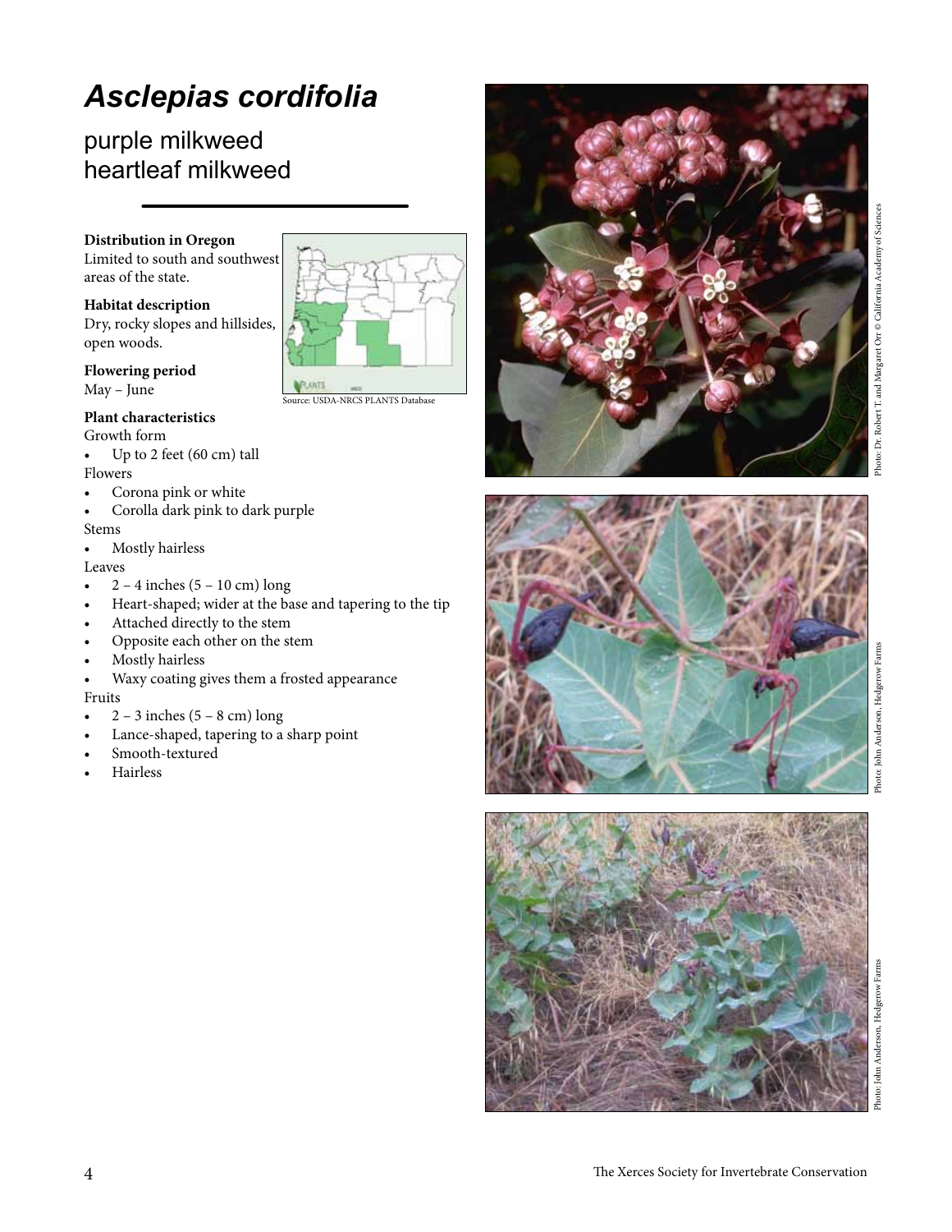# *Asclepias cordifolia*

## purple milkweed
## heartleaf milkweed

**Distribution in Oregon**
Limited to south and southwest areas of the state.

Source: USDA-NRCS PLANTS Database

**Habitat description**
Dry, rocky slopes and hillsides, open woods.

**Flowering period**
May – June

**Plant characteristics**

Growth form

- Up to 2 feet (60 cm) tall

Flowers

- Corona pink or white
- Corolla dark pink to dark purple

Stems

- Mostly hairless

Leaves

- 2 – 4 inches (5 – 10 cm) long
- Heart-shaped; wider at the base and tapering to the tip
- Attached directly to the stem
- Opposite each other on the stem
- Mostly hairless
- Waxy coating gives them a frosted appearance

Fruits

- 2 – 3 inches (5 – 8 cm) long
- Lance-shaped, tapering to a sharp point
- Smooth-textured
- Hairless

Photo: Dr. Robert T. and Margaret Orr © California Academy of Sciences

Photo: John Anderson, Hedgerow Farms

Photo: John Anderson, Hedgerow Farms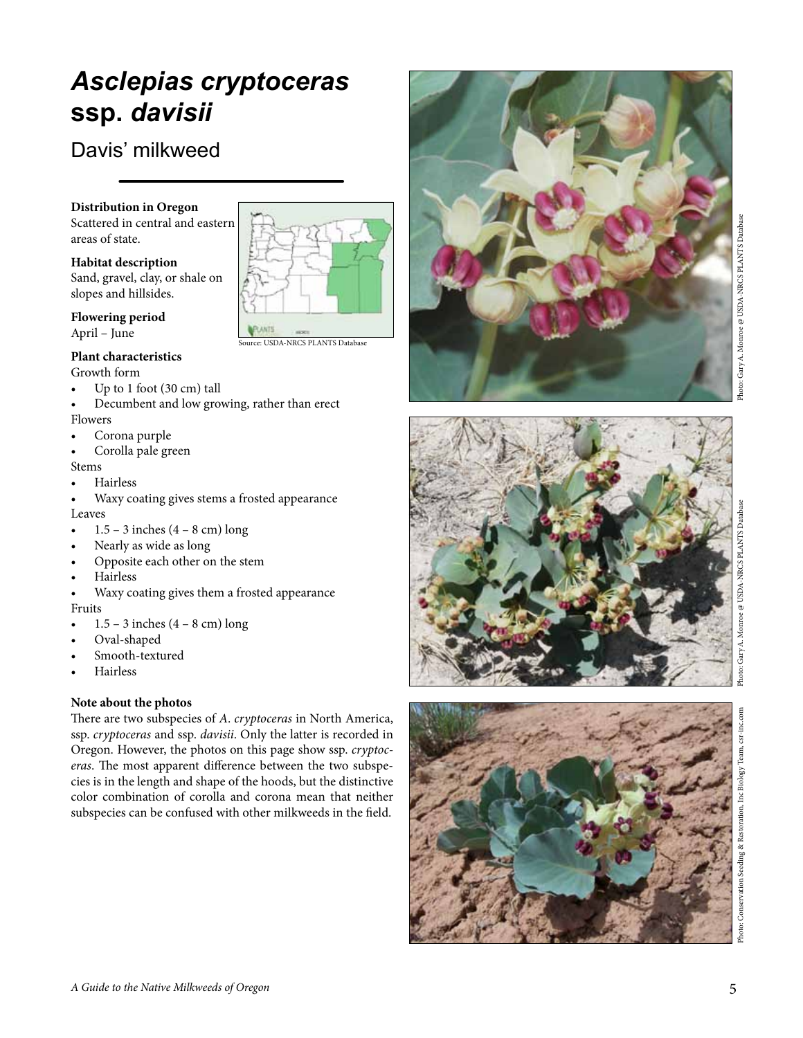# *Asclepias cryptoceras* ssp. *davisii*

## Davis' milkweed

**Distribution in Oregon**
Scattered in central and eastern areas of state.

**Habitat description**
Sand, gravel, clay, or shale on slopes and hillsides.

**Flowering period**
April – June

Source: USDA-NRCS PLANTS Database

**Plant characteristics**

Growth form

- Up to 1 foot (30 cm) tall
- Decumbent and low growing, rather than erect

Flowers

- Corona purple
- Corolla pale green

Stems

- Hairless
- Waxy coating gives stems a frosted appearance

Leaves

- 1.5 – 3 inches (4 – 8 cm) long
- Nearly as wide as long
- Opposite each other on the stem
- Hairless
- Waxy coating gives them a frosted appearance

Fruits

- 1.5 – 3 inches (4 – 8 cm) long
- Oval-shaped
- Smooth-textured
- Hairless

**Note about the photos**
There are two subspecies of *A. cryptoceras* in North America, ssp. *cryptoceras* and ssp. *davisii*. Only the latter is recorded in Oregon. However, the photos on this page show ssp. *cryptoceras*. The most apparent difference between the two subspecies is in the length and shape of the hoods, but the distinctive color combination of corolla and corona mean that neither subspecies can be confused with other milkweeds in the field.

Photo: Gary A. Monroe @ USDA-NRCS PLANTS Database

Photo: Gary A. Monroe @ USDA-NRCS PLANTS Database

Photo: Conservation Seeding & Restoration, Inc Biology Team, csr-inc.com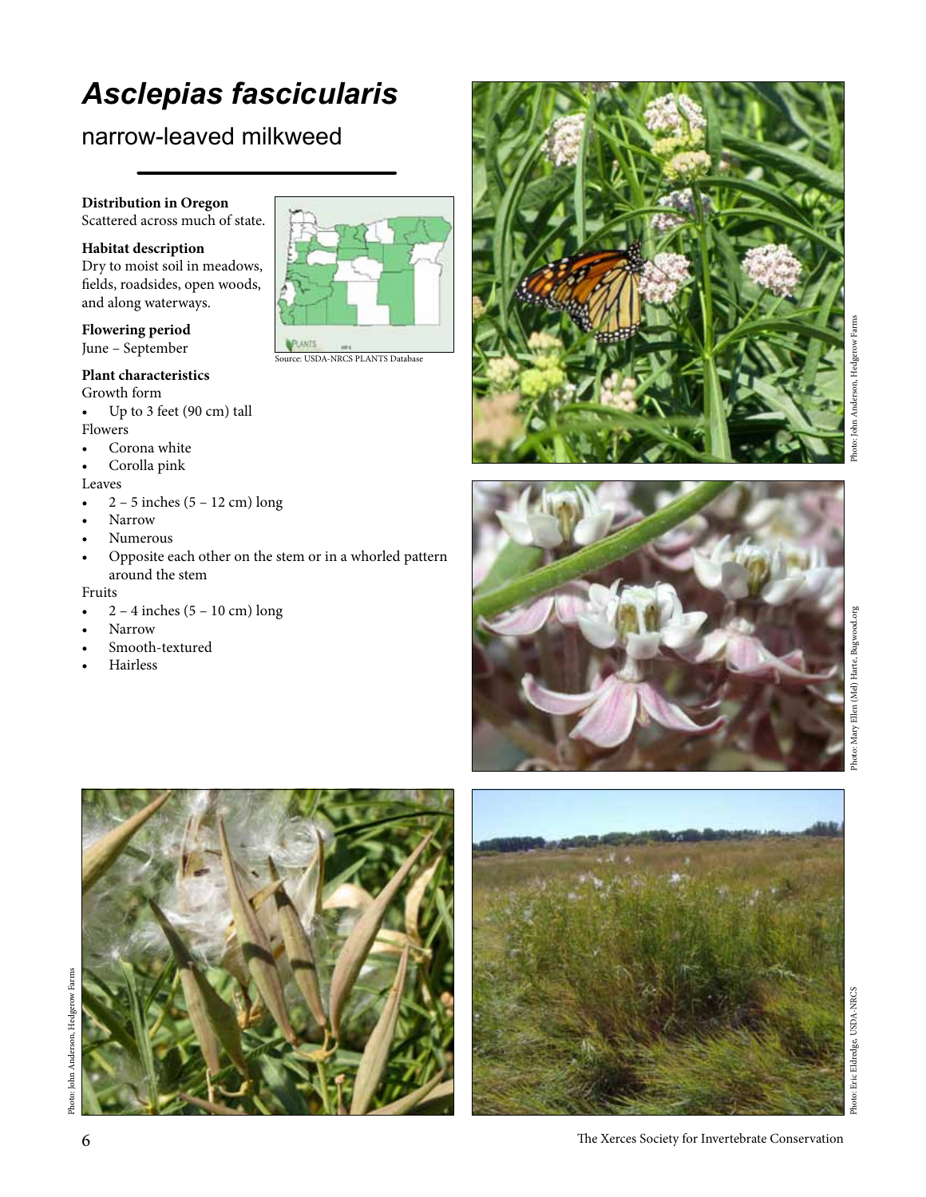# *Asclepias fascicularis*

## narrow-leaved milkweed

**Distribution in Oregon**
Scattered across much of state.

Source: USDA-NRCS PLANTS Database

**Habitat description**
Dry to moist soil in meadows, fields, roadsides, open woods, and along waterways.

**Flowering period**
June – September

**Plant characteristics**

Growth form

- Up to 3 feet (90 cm) tall

Flowers

- Corona white
- Corolla pink

Leaves

- 2 – 5 inches (5 – 12 cm) long
- Narrow
- Numerous
- Opposite each other on the stem or in a whorled pattern around the stem

Fruits

- 2 – 4 inches (5 – 10 cm) long
- Narrow
- Smooth-textured
- Hairless

Photo: John Anderson, Hedgerow Farms

Photo: Mary Ellen (Mel) Harte, Bugwood.org

Photo: John Anderson, Hedgerow Farms

Photo: Eric Eldredge, USDA-NRCS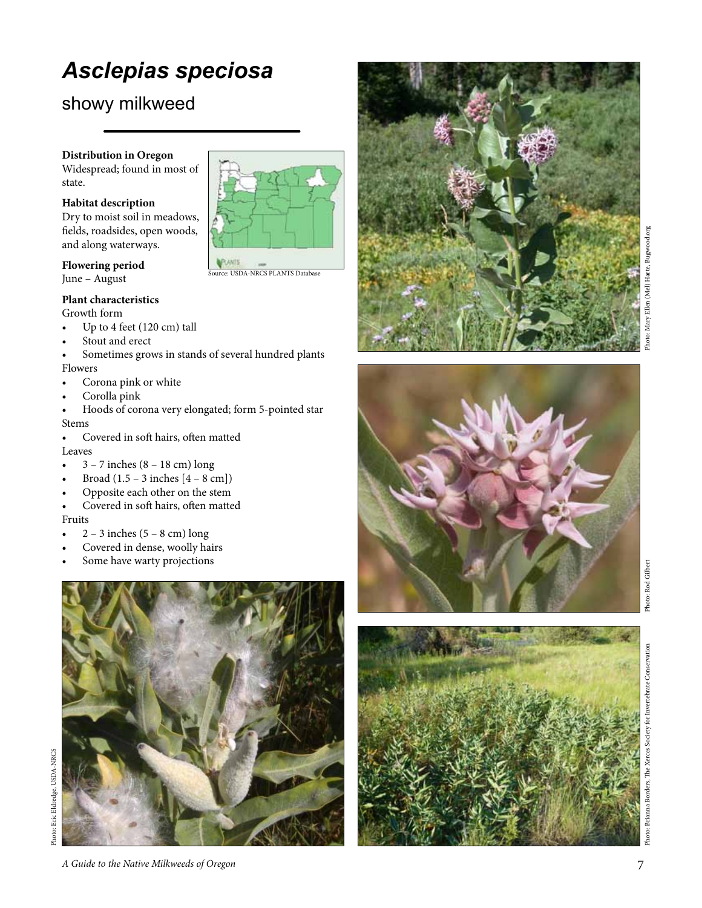# *Asclepias speciosa*

## showy milkweed

**Distribution in Oregon**
Widespread; found in most of state.

**Habitat description**
Dry to moist soil in meadows, fields, roadsides, open woods, and along waterways.

**Flowering period**
June – August

Source: USDA-NRCS PLANTS Database

**Plant characteristics**

Growth form

- Up to 4 feet (120 cm) tall
- Stout and erect
- Sometimes grows in stands of several hundred plants

Flowers

- Corona pink or white
- Corolla pink
- Hoods of corona very elongated; form 5-pointed star

Stems

- Covered in soft hairs, often matted

Leaves

- 3 – 7 inches (8 – 18 cm) long
- Broad (1.5 – 3 inches [4 – 8 cm])
- Opposite each other on the stem
- Covered in soft hairs, often matted

Fruits

- 2 – 3 inches (5 – 8 cm) long
- Covered in dense, woolly hairs
- Some have warty projections

Photo: Mary Ellen (Mel) Harte, Bugwood.org

Photo: Rod Gilbert

Photo: Eric Eldredge, USDA-NRCS

Photo: Brianna Borders, The Xerces Society for Invertebrate Conservation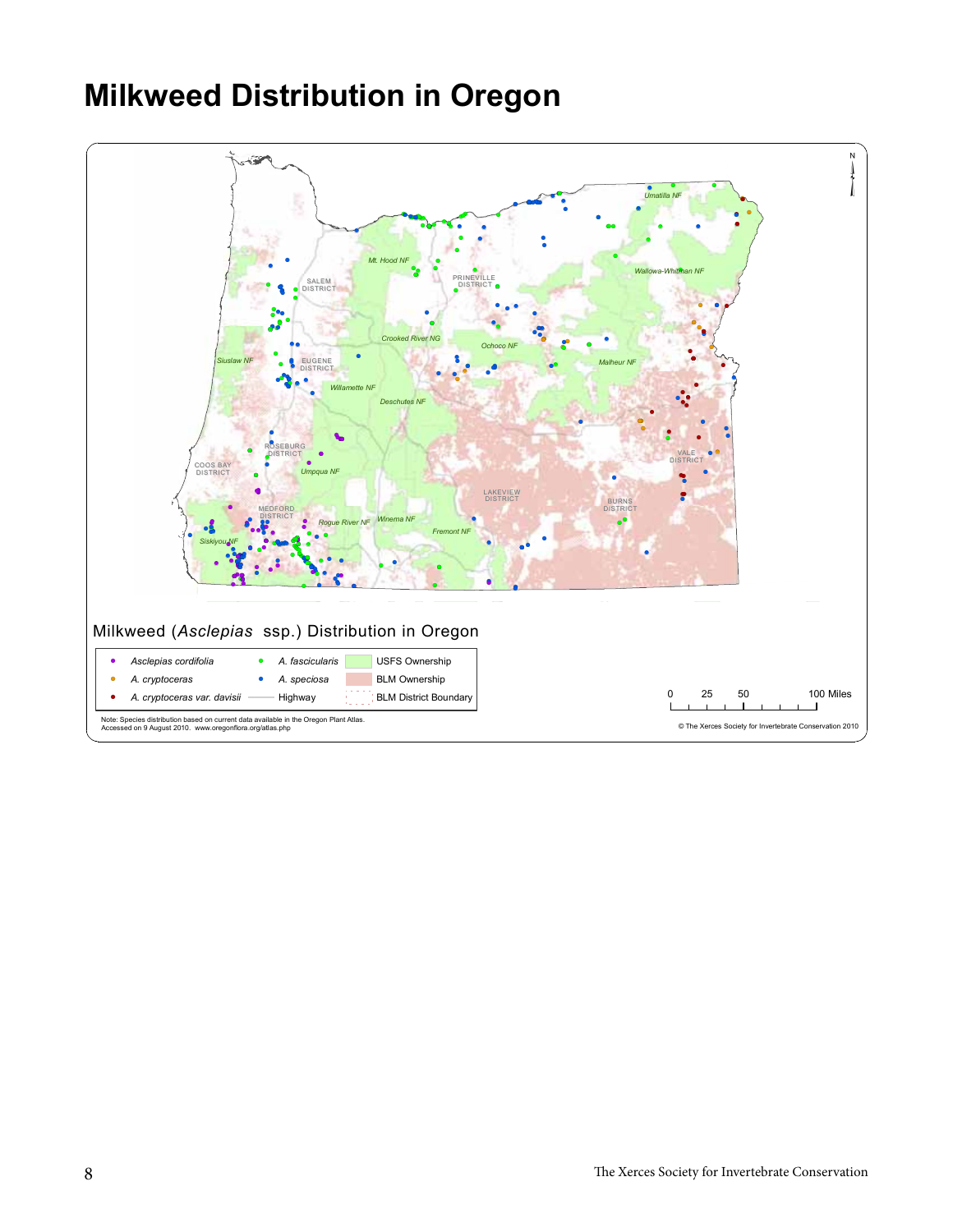# Milkweed Distribution in Oregon

Milkweed (*Asclepias* ssp.) Distribution in Oregon

| | | |
|---|---|---|
| *Asclepias cordifolia* | *A. fascicularis* | USFS Ownership |
| *A. cryptoceras* | *A. speciosa* | BLM Ownership |
| *A. cryptoceras var. davisii* | Highway | BLM District Boundary |

Note: Species distribution based on current data available in the Oregon Plant Atlas. Accessed on 9 August 2010. www.oregonflora.org/atlas.php

© The Xerces Society for Invertebrate Conservation 2010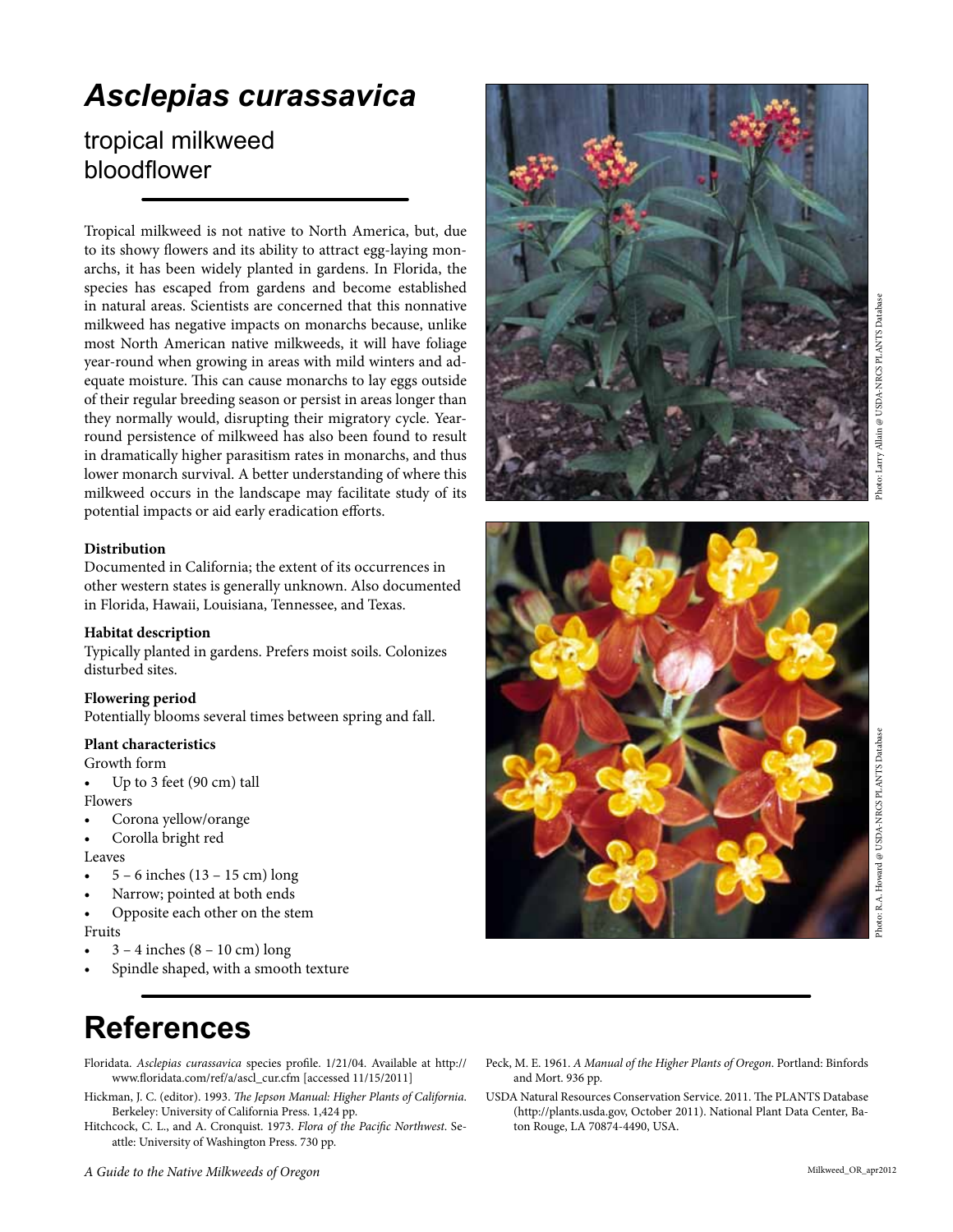# *Asclepias curassavica*

## tropical milkweed
## bloodflower

Tropical milkweed is not native to North America, but, due to its showy flowers and its ability to attract egg-laying monarchs, it has been widely planted in gardens. In Florida, the species has escaped from gardens and become established in natural areas. Scientists are concerned that this nonnative milkweed has negative impacts on monarchs because, unlike most North American native milkweeds, it will have foliage year-round when growing in areas with mild winters and adequate moisture. This can cause monarchs to lay eggs outside of their regular breeding season or persist in areas longer than they normally would, disrupting their migratory cycle. Year-round persistence of milkweed has also been found to result in dramatically higher parasitism rates in monarchs, and thus lower monarch survival. A better understanding of where this milkweed occurs in the landscape may facilitate study of its potential impacts or aid early eradication efforts.

**Distribution**

Documented in California; the extent of its occurrences in other western states is generally unknown. Also documented in Florida, Hawaii, Louisiana, Tennessee, and Texas.

**Habitat description**

Typically planted in gardens. Prefers moist soils. Colonizes disturbed sites.

**Flowering period**

Potentially blooms several times between spring and fall.

**Plant characteristics**

Growth form

- Up to 3 feet (90 cm) tall

Flowers

- Corona yellow/orange
- Corolla bright red

Leaves

- 5 – 6 inches (13 – 15 cm) long
- Narrow; pointed at both ends
- Opposite each other on the stem

Fruits

- 3 – 4 inches (8 – 10 cm) long
- Spindle shaped, with a smooth texture

Photo: Larry Allain @ USDA-NRCS PLANTS Database

Photo: R.A. Howard @ USDA-NRCS PLANTS Database

# References

Floridata. *Asclepias curassavica* species profile. 1/21/04. Available at http://www.floridata.com/ref/a/ascl_cur.cfm [accessed 11/15/2011]

Hickman, J. C. (editor). 1993. *The Jepson Manual: Higher Plants of California*. Berkeley: University of California Press. 1,424 pp.

Hitchcock, C. L., and A. Cronquist. 1973. *Flora of the Pacific Northwest*. Seattle: University of Washington Press. 730 pp.

Peck, M. E. 1961. *A Manual of the Higher Plants of Oregon*. Portland: Binfords and Mort. 936 pp.

USDA Natural Resources Conservation Service. 2011. The PLANTS Database (http://plants.usda.gov, October 2011). National Plant Data Center, Baton Rouge, LA 70874-4490, USA.